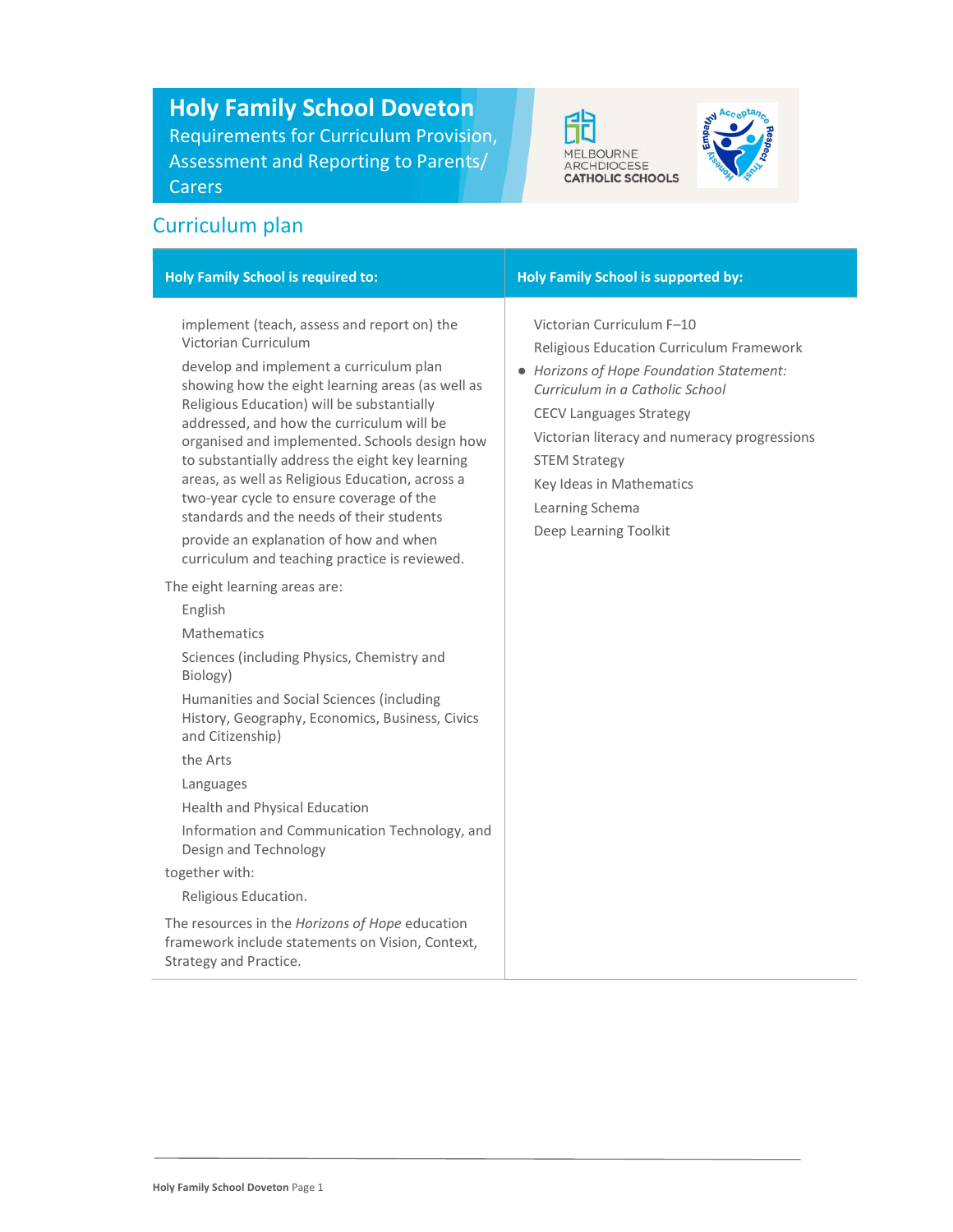# Holy Family School Doveton

Requirements for Curriculum Provision, Assessment and Reporting to Parents/ Carers

## Curriculum plan

| Holy Family School is required to: | Holy Family School is supported by: |
| --- | --- |
| implement (teach, assess and report on) the Victorian Curriculum<br>develop and implement a curriculum plan showing how the eight learning areas (as well as Religious Education) will be substantially addressed, and how the curriculum will be organised and implemented. Schools design how to substantially address the eight key learning areas, as well as Religious Education, across a two-year cycle to ensure coverage of the standards and the needs of their students<br>provide an explanation of how and when curriculum and teaching practice is reviewed.<br><br>The eight learning areas are:<br>English<br>Mathematics<br>Sciences (including Physics, Chemistry and Biology)<br>Humanities and Social Sciences (including History, Geography, Economics, Business, Civics and Citizenship)<br>the Arts<br>Languages<br>Health and Physical Education<br>Information and Communication Technology, and Design and Technology<br>together with:<br>Religious Education.<br><br>The resources in the *Horizons of Hope* education framework include statements on Vision, Context, Strategy and Practice. | Victorian Curriculum F–10<br>Religious Education Curriculum Framework<br>• *Horizons of Hope Foundation Statement: Curriculum in a Catholic School*<br>CECV Languages Strategy<br>Victorian literacy and numeracy progressions<br>STEM Strategy<br>Key Ideas in Mathematics<br>Learning Schema<br>Deep Learning Toolkit |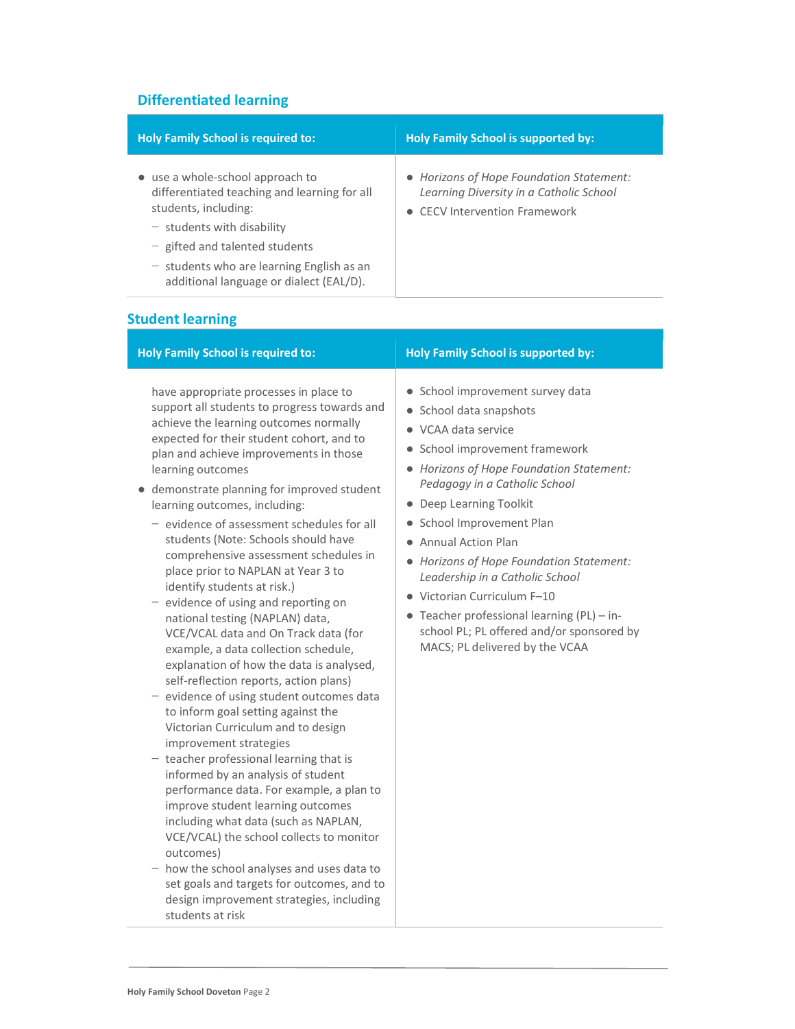## Differentiated learning

| Holy Family School is required to: | Holy Family School is supported by: |
|---|---|
| • use a whole-school approach to differentiated teaching and learning for all students, including:<br>– students with disability<br>– gifted and talented students<br>– students who are learning English as an additional language or dialect (EAL/D). | • *Horizons of Hope Foundation Statement: Learning Diversity in a Catholic School*<br>• CECV Intervention Framework |

## Student learning

| Holy Family School is required to: | Holy Family School is supported by: |
|---|---|
| have appropriate processes in place to support all students to progress towards and achieve the learning outcomes normally expected for their student cohort, and to plan and achieve improvements in those learning outcomes<br>• demonstrate planning for improved student learning outcomes, including:<br>– evidence of assessment schedules for all students (Note: Schools should have comprehensive assessment schedules in place prior to NAPLAN at Year 3 to identify students at risk.)<br>– evidence of using and reporting on national testing (NAPLAN) data, VCE/VCAL data and On Track data (for example, a data collection schedule, explanation of how the data is analysed, self-reflection reports, action plans)<br>– evidence of using student outcomes data to inform goal setting against the Victorian Curriculum and to design improvement strategies<br>– teacher professional learning that is informed by an analysis of student performance data. For example, a plan to improve student learning outcomes including what data (such as NAPLAN, VCE/VCAL) the school collects to monitor outcomes)<br>– how the school analyses and uses data to set goals and targets for outcomes, and to design improvement strategies, including students at risk | • School improvement survey data<br>• School data snapshots<br>• VCAA data service<br>• School improvement framework<br>• *Horizons of Hope Foundation Statement: Pedagogy in a Catholic School*<br>• Deep Learning Toolkit<br>• School Improvement Plan<br>• Annual Action Plan<br>• *Horizons of Hope Foundation Statement: Leadership in a Catholic School*<br>• Victorian Curriculum F–10<br>• Teacher professional learning (PL) – in-school PL; PL offered and/or sponsored by MACS; PL delivered by the VCAA |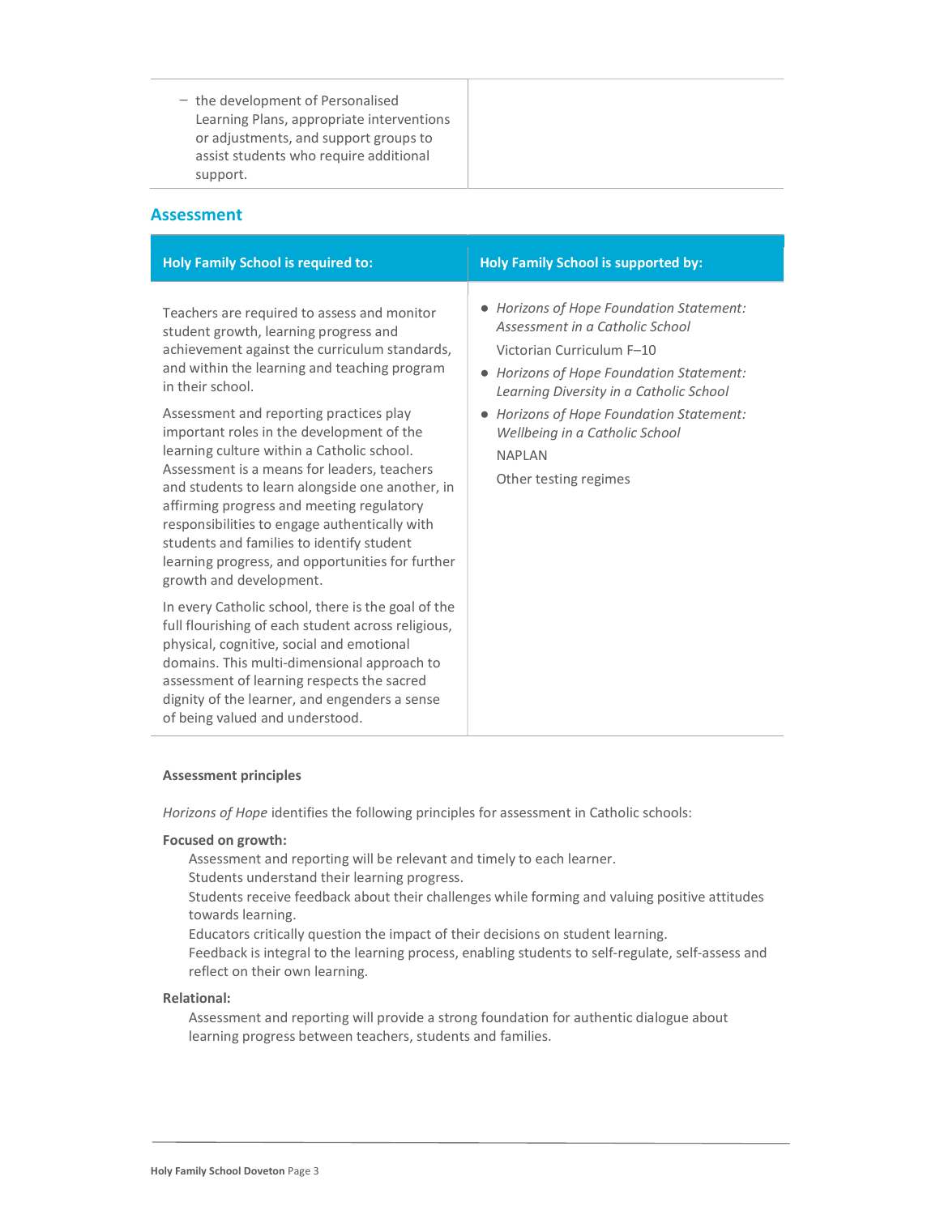| | |
|---|---|
| – the development of Personalised Learning Plans, appropriate interventions or adjustments, and support groups to assist students who require additional support. | |

## Assessment

| Holy Family School is required to: | Holy Family School is supported by: |
|---|---|
| Teachers are required to assess and monitor student growth, learning progress and achievement against the curriculum standards, and within the learning and teaching program in their school.<br><br>Assessment and reporting practices play important roles in the development of the learning culture within a Catholic school. Assessment is a means for leaders, teachers and students to learn alongside one another, in affirming progress and meeting regulatory responsibilities to engage authentically with students and families to identify student learning progress, and opportunities for further growth and development.<br><br>In every Catholic school, there is the goal of the full flourishing of each student across religious, physical, cognitive, social and emotional domains. This multi-dimensional approach to assessment of learning respects the sacred dignity of the learner, and engenders a sense of being valued and understood. | • *Horizons of Hope Foundation Statement: Assessment in a Catholic School*<br>Victorian Curriculum F–10<br>• *Horizons of Hope Foundation Statement: Learning Diversity in a Catholic School*<br>• *Horizons of Hope Foundation Statement: Wellbeing in a Catholic School*<br>NAPLAN<br>Other testing regimes |

**Assessment principles**

*Horizons of Hope* identifies the following principles for assessment in Catholic schools:

**Focused on growth:**

Assessment and reporting will be relevant and timely to each learner.
Students understand their learning progress.
Students receive feedback about their challenges while forming and valuing positive attitudes towards learning.
Educators critically question the impact of their decisions on student learning.
Feedback is integral to the learning process, enabling students to self-regulate, self-assess and reflect on their own learning.

**Relational:**

Assessment and reporting will provide a strong foundation for authentic dialogue about learning progress between teachers, students and families.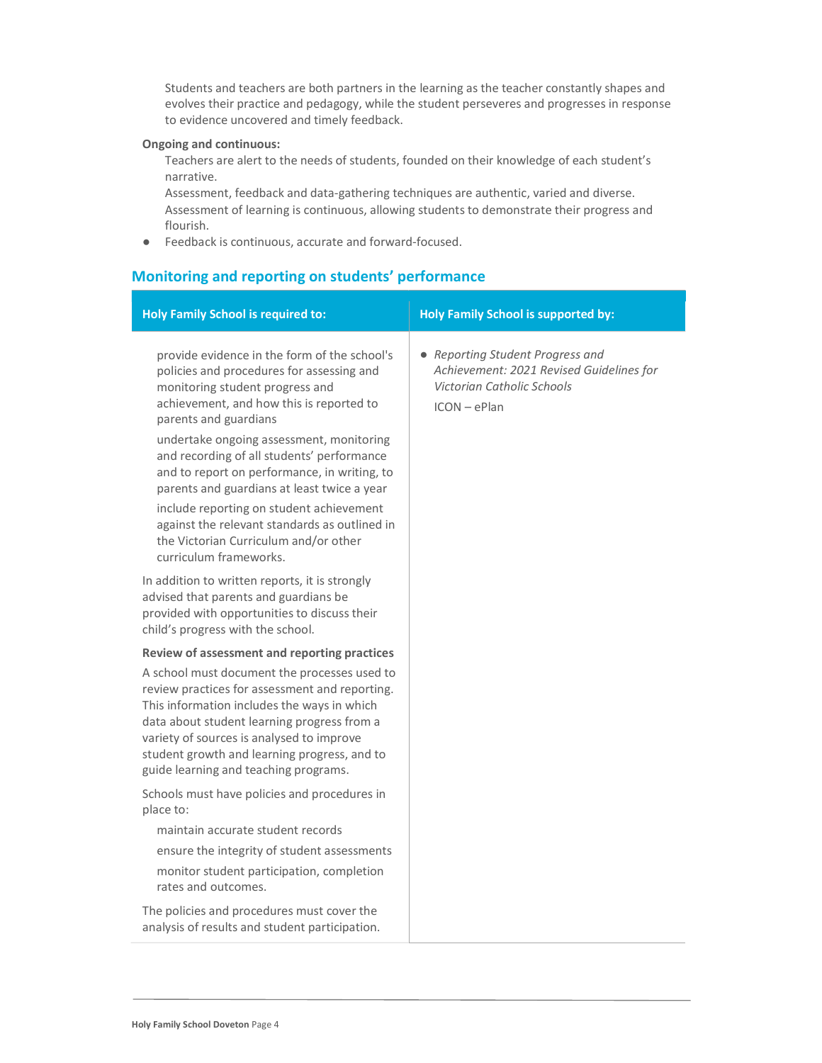Students and teachers are both partners in the learning as the teacher constantly shapes and evolves their practice and pedagogy, while the student perseveres and progresses in response to evidence uncovered and timely feedback.

**Ongoing and continuous:**

- Teachers are alert to the needs of students, founded on their knowledge of each student's narrative.
- Assessment, feedback and data-gathering techniques are authentic, varied and diverse.
- Assessment of learning is continuous, allowing students to demonstrate their progress and flourish.
- Feedback is continuous, accurate and forward-focused.

## Monitoring and reporting on students' performance

| Holy Family School is required to: | Holy Family School is supported by: |
|---|---|
| provide evidence in the form of the school's policies and procedures for assessing and monitoring student progress and achievement, and how this is reported to parents and guardians<br><br>undertake ongoing assessment, monitoring and recording of all students' performance and to report on performance, in writing, to parents and guardians at least twice a year<br><br>include reporting on student achievement against the relevant standards as outlined in the Victorian Curriculum and/or other curriculum frameworks.<br><br>In addition to written reports, it is strongly advised that parents and guardians be provided with opportunities to discuss their child's progress with the school.<br><br>**Review of assessment and reporting practices**<br><br>A school must document the processes used to review practices for assessment and reporting. This information includes the ways in which data about student learning progress from a variety of sources is analysed to improve student growth and learning progress, and to guide learning and teaching programs.<br><br>Schools must have policies and procedures in place to:<br><br>maintain accurate student records<br><br>ensure the integrity of student assessments<br><br>monitor student participation, completion rates and outcomes.<br><br>The policies and procedures must cover the analysis of results and student participation. | • *Reporting Student Progress and Achievement: 2021 Revised Guidelines for Victorian Catholic Schools*<br><br>ICON – ePlan |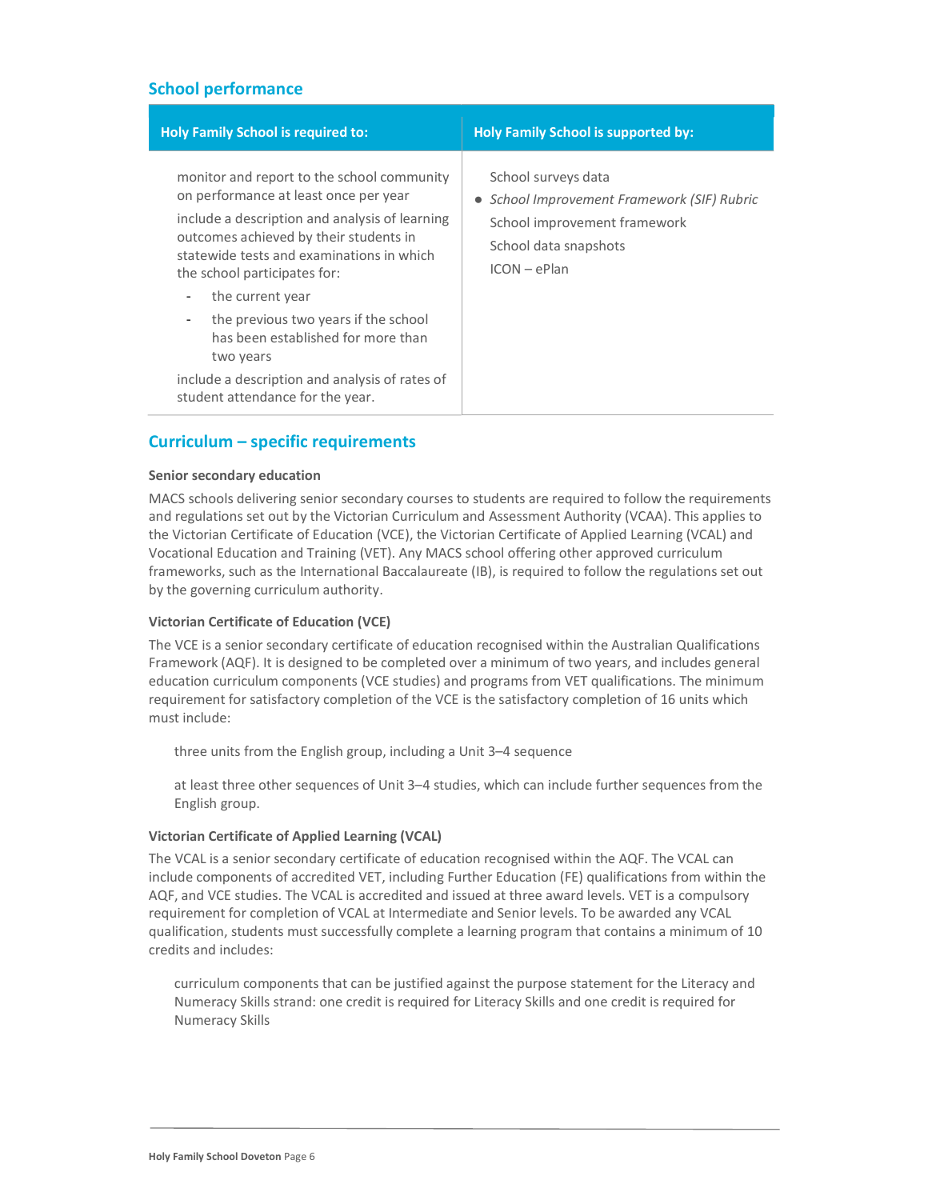## School performance

| Holy Family School is required to: | Holy Family School is supported by: |
|---|---|
| monitor and report to the school community on performance at least once per year<br>include a description and analysis of learning outcomes achieved by their students in statewide tests and examinations in which the school participates for:<br>- the current year<br>- the previous two years if the school has been established for more than two years<br>include a description and analysis of rates of student attendance for the year. | School surveys data<br>● *School Improvement Framework (SIF) Rubric*<br>School improvement framework<br>School data snapshots<br>ICON – ePlan |

## Curriculum – specific requirements

**Senior secondary education**

MACS schools delivering senior secondary courses to students are required to follow the requirements and regulations set out by the Victorian Curriculum and Assessment Authority (VCAA). This applies to the Victorian Certificate of Education (VCE), the Victorian Certificate of Applied Learning (VCAL) and Vocational Education and Training (VET). Any MACS school offering other approved curriculum frameworks, such as the International Baccalaureate (IB), is required to follow the regulations set out by the governing curriculum authority.

**Victorian Certificate of Education (VCE)**

The VCE is a senior secondary certificate of education recognised within the Australian Qualifications Framework (AQF). It is designed to be completed over a minimum of two years, and includes general education curriculum components (VCE studies) and programs from VET qualifications. The minimum requirement for satisfactory completion of the VCE is the satisfactory completion of 16 units which must include:

- three units from the English group, including a Unit 3–4 sequence
- at least three other sequences of Unit 3–4 studies, which can include further sequences from the English group.

**Victorian Certificate of Applied Learning (VCAL)**

The VCAL is a senior secondary certificate of education recognised within the AQF. The VCAL can include components of accredited VET, including Further Education (FE) qualifications from within the AQF, and VCE studies. The VCAL is accredited and issued at three award levels. VET is a compulsory requirement for completion of VCAL at Intermediate and Senior levels. To be awarded any VCAL qualification, students must successfully complete a learning program that contains a minimum of 10 credits and includes:

- curriculum components that can be justified against the purpose statement for the Literacy and Numeracy Skills strand: one credit is required for Literacy Skills and one credit is required for Numeracy Skills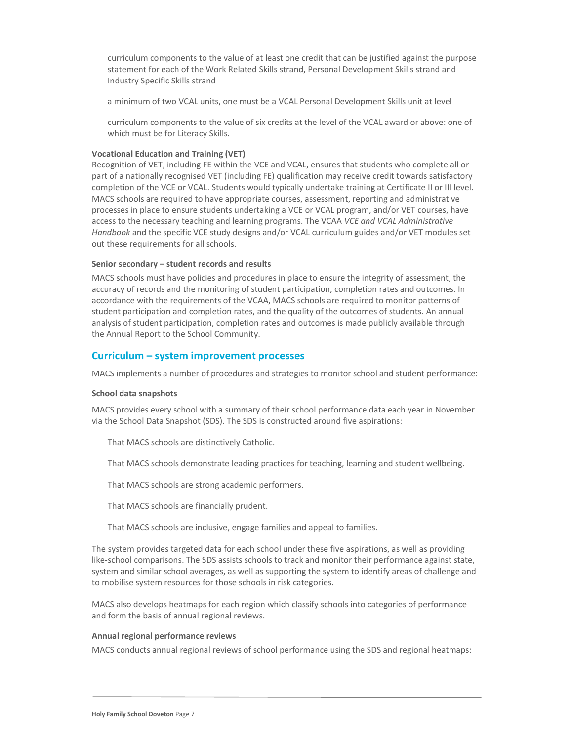- curriculum components to the value of at least one credit that can be justified against the purpose statement for each of the Work Related Skills strand, Personal Development Skills strand and Industry Specific Skills strand
- a minimum of two VCAL units, one must be a VCAL Personal Development Skills unit at level
- curriculum components to the value of six credits at the level of the VCAL award or above: one of which must be for Literacy Skills.

**Vocational Education and Training (VET)**
Recognition of VET, including FE within the VCE and VCAL, ensures that students who complete all or part of a nationally recognised VET (including FE) qualification may receive credit towards satisfactory completion of the VCE or VCAL. Students would typically undertake training at Certificate II or III level. MACS schools are required to have appropriate courses, assessment, reporting and administrative processes in place to ensure students undertaking a VCE or VCAL program, and/or VET courses, have access to the necessary teaching and learning programs. The VCAA *VCE and VCAL Administrative Handbook* and the specific VCE study designs and/or VCAL curriculum guides and/or VET modules set out these requirements for all schools.

**Senior secondary – student records and results**

MACS schools must have policies and procedures in place to ensure the integrity of assessment, the accuracy of records and the monitoring of student participation, completion rates and outcomes. In accordance with the requirements of the VCAA, MACS schools are required to monitor patterns of student participation and completion rates, and the quality of the outcomes of students. An annual analysis of student participation, completion rates and outcomes is made publicly available through the Annual Report to the School Community.

## Curriculum – system improvement processes

MACS implements a number of procedures and strategies to monitor school and student performance:

**School data snapshots**

MACS provides every school with a summary of their school performance data each year in November via the School Data Snapshot (SDS). The SDS is constructed around five aspirations:

- That MACS schools are distinctively Catholic.
- That MACS schools demonstrate leading practices for teaching, learning and student wellbeing.
- That MACS schools are strong academic performers.
- That MACS schools are financially prudent.
- That MACS schools are inclusive, engage families and appeal to families.

The system provides targeted data for each school under these five aspirations, as well as providing like-school comparisons. The SDS assists schools to track and monitor their performance against state, system and similar school averages, as well as supporting the system to identify areas of challenge and to mobilise system resources for those schools in risk categories.

MACS also develops heatmaps for each region which classify schools into categories of performance and form the basis of annual regional reviews.

**Annual regional performance reviews**

MACS conducts annual regional reviews of school performance using the SDS and regional heatmaps: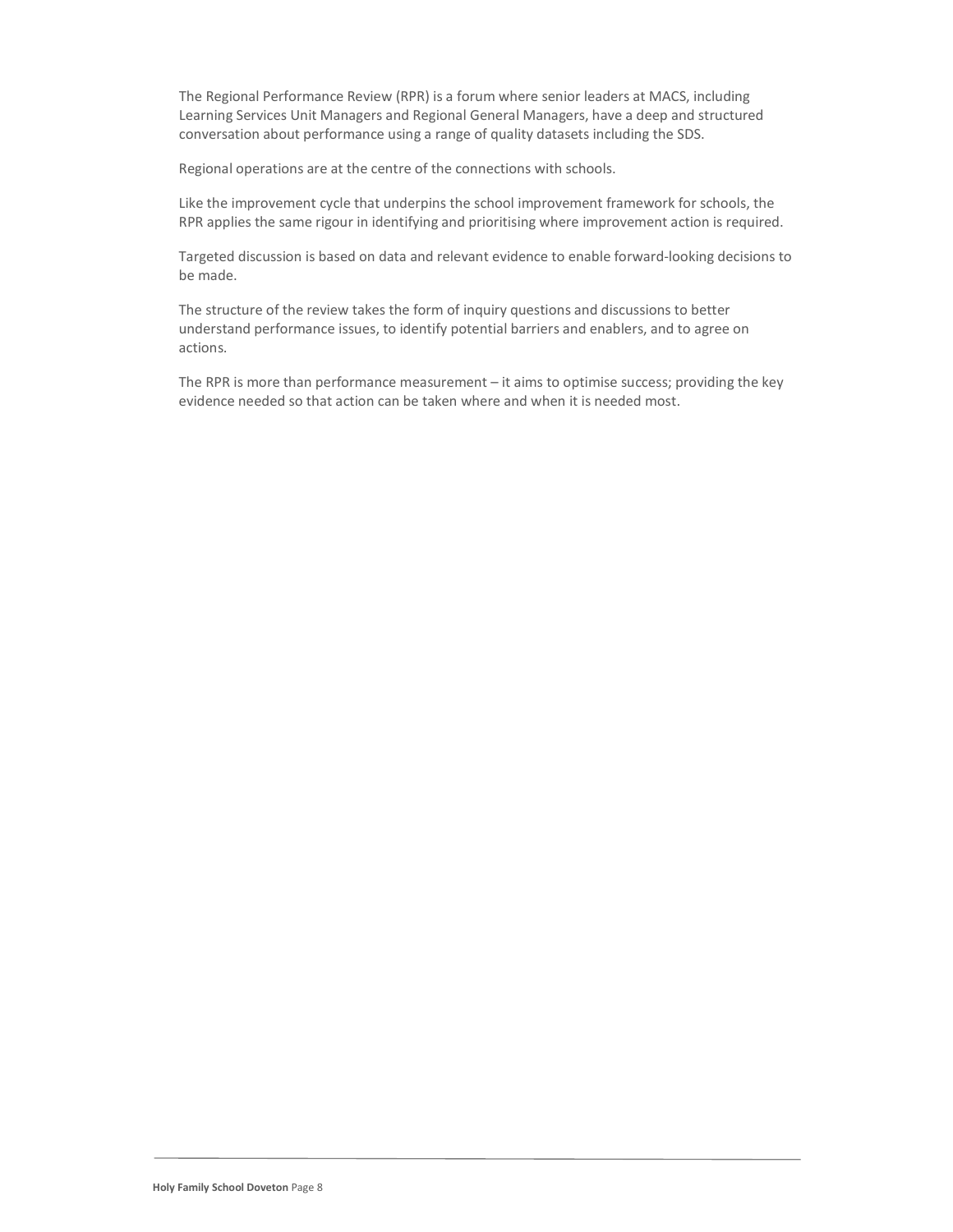The Regional Performance Review (RPR) is a forum where senior leaders at MACS, including Learning Services Unit Managers and Regional General Managers, have a deep and structured conversation about performance using a range of quality datasets including the SDS.

Regional operations are at the centre of the connections with schools.

Like the improvement cycle that underpins the school improvement framework for schools, the RPR applies the same rigour in identifying and prioritising where improvement action is required.

Targeted discussion is based on data and relevant evidence to enable forward-looking decisions to be made.

The structure of the review takes the form of inquiry questions and discussions to better understand performance issues, to identify potential barriers and enablers, and to agree on actions.

The RPR is more than performance measurement – it aims to optimise success; providing the key evidence needed so that action can be taken where and when it is needed most.